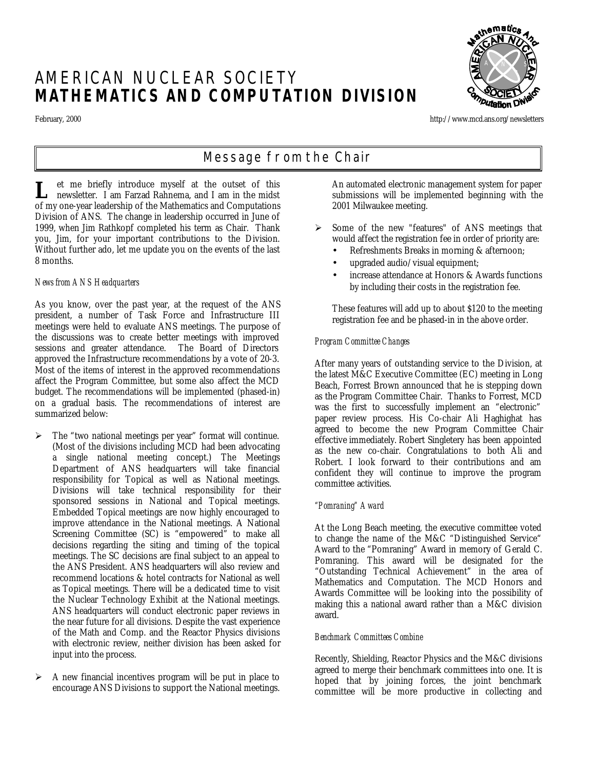# AMERICAN NUCLEAR SOCIETY
# MATHEMATICS AND COMPUTATION DIVISION

February, 2000

http://www.mcd.ans.org/newsletters

## Message from the Chair

Let me briefly introduce myself at the outset of this newsletter. I am Farzad Rahnema, and I am in the midst of my one-year leadership of the Mathematics and Computations Division of ANS. The change in leadership occurred in June of 1999, when Jim Rathkopf completed his term as Chair. Thank you, Jim, for your important contributions to the Division. Without further ado, let me update you on the events of the last 8 months.

*News from ANS Headquarters*

As you know, over the past year, at the request of the ANS president, a number of Task Force and Infrastructure III meetings were held to evaluate ANS meetings. The purpose of the discussions was to create better meetings with improved sessions and greater attendance. The Board of Directors approved the Infrastructure recommendations by a vote of 20-3. Most of the items of interest in the approved recommendations affect the Program Committee, but some also affect the MCD budget. The recommendations will be implemented (phased-in) on a gradual basis. The recommendations of interest are summarized below:

- The "two national meetings per year" format will continue. (Most of the divisions including MCD had been advocating a single national meeting concept.) The Meetings Department of ANS headquarters will take financial responsibility for Topical as well as National meetings. Divisions will take technical responsibility for their sponsored sessions in National and Topical meetings. Embedded Topical meetings are now highly encouraged to improve attendance in the National meetings. A National Screening Committee (SC) is "empowered" to make all decisions regarding the siting and timing of the topical meetings. The SC decisions are final subject to an appeal to the ANS President. ANS headquarters will also review and recommend locations & hotel contracts for National as well as Topical meetings. There will be a dedicated time to visit the Nuclear Technology Exhibit at the National meetings. ANS headquarters will conduct electronic paper reviews in the near future for all divisions. Despite the vast experience of the Math and Comp. and the Reactor Physics divisions with electronic review, neither division has been asked for input into the process.

- A new financial incentives program will be put in place to encourage ANS Divisions to support the National meetings.

  An automated electronic management system for paper submissions will be implemented beginning with the 2001 Milwaukee meeting.

- Some of the new "features" of ANS meetings that would affect the registration fee in order of priority are:
  - Refreshments Breaks in morning & afternoon;
  - upgraded audio/visual equipment;
  - increase attendance at Honors & Awards functions by including their costs in the registration fee.

  These features will add up to about $120 to the meeting registration fee and be phased-in in the above order.

*Program Committee Changes*

After many years of outstanding service to the Division, at the latest M&C Executive Committee (EC) meeting in Long Beach, Forrest Brown announced that he is stepping down as the Program Committee Chair. Thanks to Forrest, MCD was the first to successfully implement an "electronic" paper review process. His Co-chair Ali Haghighat has agreed to become the new Program Committee Chair effective immediately. Robert Singletery has been appointed as the new co-chair. Congratulations to both Ali and Robert. I look forward to their contributions and am confident they will continue to improve the program committee activities.

*"Pomraning" Award*

At the Long Beach meeting, the executive committee voted to change the name of the M&C "Distinguished Service" Award to the "Pomraning" Award in memory of Gerald C. Pomraning. This award will be designated for the "Outstanding Technical Achievement" in the area of Mathematics and Computation. The MCD Honors and Awards Committee will be looking into the possibility of making this a national award rather than a M&C division award.

*Benchmark Committees Combine*

Recently, Shielding, Reactor Physics and the M&C divisions agreed to merge their benchmark committees into one. It is hoped that by joining forces, the joint benchmark committee will be more productive in collecting and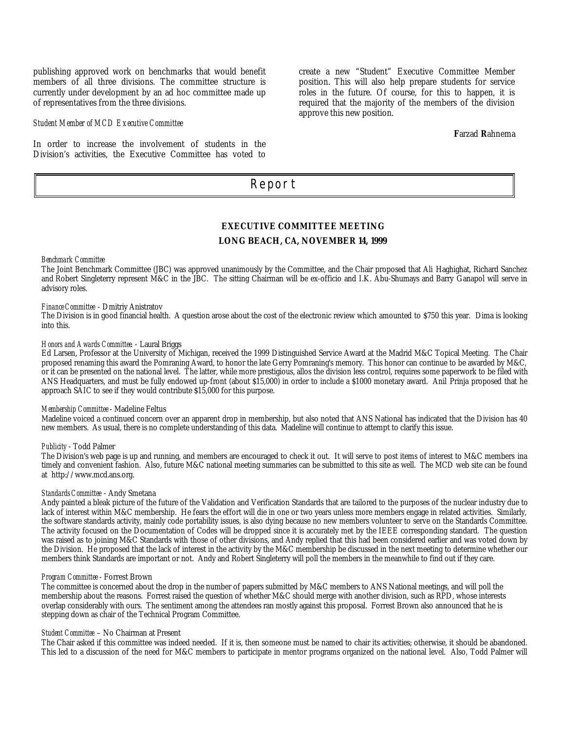publishing approved work on benchmarks that would benefit members of all three divisions. The committee structure is currently under development by an ad hoc committee made up of representatives from the three divisions.

*Student Member of MCD Executive Committee*

In order to increase the involvement of students in the Division's activities, the Executive Committee has voted to create a new "Student" Executive Committee Member position. This will also help prepare students for service roles in the future. Of course, for this to happen, it is required that the majority of the members of the division approve this new position.

**F**arzad **R**ahnema

# Report

## EXECUTIVE COMMITTEE MEETING

## LONG BEACH, CA, NOVEMBER 14, 1999

*Benchmark Committee*

The Joint Benchmark Committee (JBC) was approved unanimously by the Committee, and the Chair proposed that Ali Haghighat, Richard Sanchez and Robert Singleterry represent M&C in the JBC. The sitting Chairman will be ex-officio and I.K. Abu-Shumays and Barry Ganapol will serve in advisory roles.

*Finance Committee* - Dmitriy Anistratov

The Division is in good financial health. A question arose about the cost of the electronic review which amounted to $750 this year. Dima is looking into this.

*Honors and Awards Committee* - Laural Briggs

Ed Larsen, Professor at the University of Michigan, received the 1999 Distinguished Service Award at the Madrid M&C Topical Meeting. The Chair proposed renaming this award the Pomraning Award, to honor the late Gerry Pomraning's memory. This honor can continue to be awarded by M&C, or it can be presented on the national level. The latter, while more prestigious, allos the division less control, requires some paperwork to be filed with ANS Headquarters, and must be fully endowed up-front (about $15,000) in order to include a $1000 monetary award. Anil Prinja proposed that he approach SAIC to see if they would contribute $15,000 for this purpose.

*Membership Committee* - Madeline Feltus

Madeline voiced a continued concern over an apparent drop in membership, but also noted that ANS National has indicated that the Division has 40 new members. As usual, there is no complete understanding of this data. Madeline will continue to attempt to clarify this issue.

*Publicity* - Todd Palmer

The Division's web page is up and running, and members are encouraged to check it out. It will serve to post items of interest to M&C members ina timely and convenient fashion. Also, future M&C national meeting summaries can be submitted to this site as well. The MCD web site can be found at http://www.mcd.ans.org.

*Standards Committee* - Andy Smetana

Andy painted a bleak picture of the future of the Validation and Verification Standards that are tailored to the purposes of the nuclear industry due to lack of interest within M&C membership. He fears the effort will die in one or two years unless more members engage in related activities. Similarly, the software standards activity, mainly code portability issues, is also dying because no new members volunteer to serve on the Standards Committee. The activity focused on the Documentation of Codes will be dropped since it is accurately met by the IEEE corresponding standard. The question was raised as to joining M&C Standards with those of other divisions, and Andy replied that this had been considered earlier and was voted down by the Division. He proposed that the lack of interest in the activity by the M&C membership be discussed in the next meeting to determine whether our members think Standards are important or not. Andy and Robert Singleterry will poll the members in the meanwhile to find out if they care.

*Program Committee* - Forrest Brown

The committee is concerned about the drop in the number of papers submitted by M&C members to ANS National meetings, and will poll the membership about the reasons. Forrest raised the question of whether M&C should merge with another division, such as RPD, whose interests overlap considerably with ours. The sentiment among the attendees ran mostly against this proposal. Forrest Brown also announced that he is stepping down as chair of the Technical Program Committee.

*Student Committee* – No Chairman at Present

The Chair asked if this committee was indeed needed. If it is, then someone must be named to chair its activities; otherwise, it should be abandoned. This led to a discussion of the need for M&C members to participate in mentor programs organized on the national level. Also, Todd Palmer will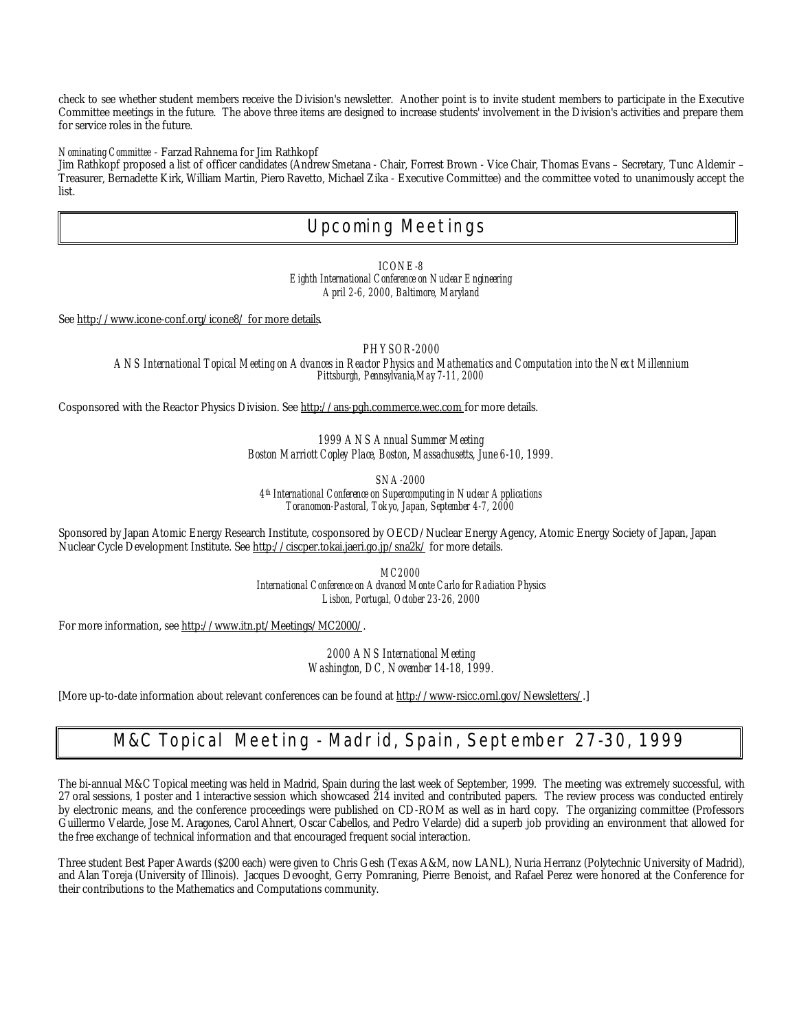check to see whether student members receive the Division's newsletter. Another point is to invite student members to participate in the Executive Committee meetings in the future. The above three items are designed to increase students' involvement in the Division's activities and prepare them for service roles in the future.

*Nominating Committee* - Farzad Rahnema for Jim Rathkopf

Jim Rathkopf proposed a list of officer candidates (Andrew Smetana - Chair, Forrest Brown - Vice Chair, Thomas Evans – Secretary, Tunc Aldemir – Treasurer, Bernadette Kirk, William Martin, Piero Ravetto, Michael Zika - Executive Committee) and the committee voted to unanimously accept the list.

# Upcoming Meetings

*ICONE-8*
*Eighth International Conference on Nuclear Engineering*
*April 2-6, 2000, Baltimore, Maryland*

See http://www.icone-conf.org/icone8/ for more details.

*PHYSOR-2000*
*ANS International Topical Meeting on Advances in Reactor Physics and Mathematics and Computation into the Next Millennium*
*Pittsburgh, Pennsylvania,May 7-11, 2000*

Cosponsored with the Reactor Physics Division. See http://ans-pgh.commerce.wec.com for more details.

*1999 ANS Annual Summer Meeting*
*Boston Marriott Copley Place, Boston, Massachusetts, June 6-10, 1999.*

*SNA-2000*
*4th International Conference on Supercomputing in Nuclear Applications*
*Toranomon-Pastoral, Tokyo, Japan, September 4-7, 2000*

Sponsored by Japan Atomic Energy Research Institute, cosponsored by OECD/Nuclear Energy Agency, Atomic Energy Society of Japan, Japan Nuclear Cycle Development Institute. See http://ciscper.tokai.jaeri.go.jp/sna2k/ for more details.

*MC2000*
*International Conference on Advanced Monte Carlo for Radiation Physics*
*Lisbon, Portugal, October 23-26, 2000*

For more information, see http://www.itn.pt/Meetings/MC2000/.

*2000 ANS International Meeting*
*Washington, DC, November 14-18, 1999.*

[More up-to-date information about relevant conferences can be found at http://www-rsicc.ornl.gov/Newsletters/.]

# M&C Topical Meeting - Madrid, Spain, September 27-30, 1999

The bi-annual M&C Topical meeting was held in Madrid, Spain during the last week of September, 1999. The meeting was extremely successful, with 27 oral sessions, 1 poster and 1 interactive session which showcased 214 invited and contributed papers. The review process was conducted entirely by electronic means, and the conference proceedings were published on CD-ROM as well as in hard copy. The organizing committee (Professors Guillermo Velarde, Jose M. Aragones, Carol Ahnert, Oscar Cabellos, and Pedro Velarde) did a superb job providing an environment that allowed for the free exchange of technical information and that encouraged frequent social interaction.

Three student Best Paper Awards ($200 each) were given to Chris Gesh (Texas A&M, now LANL), Nuria Herranz (Polytechnic University of Madrid), and Alan Toreja (University of Illinois). Jacques Devooght, Gerry Pomraning, Pierre Benoist, and Rafael Perez were honored at the Conference for their contributions to the Mathematics and Computations community.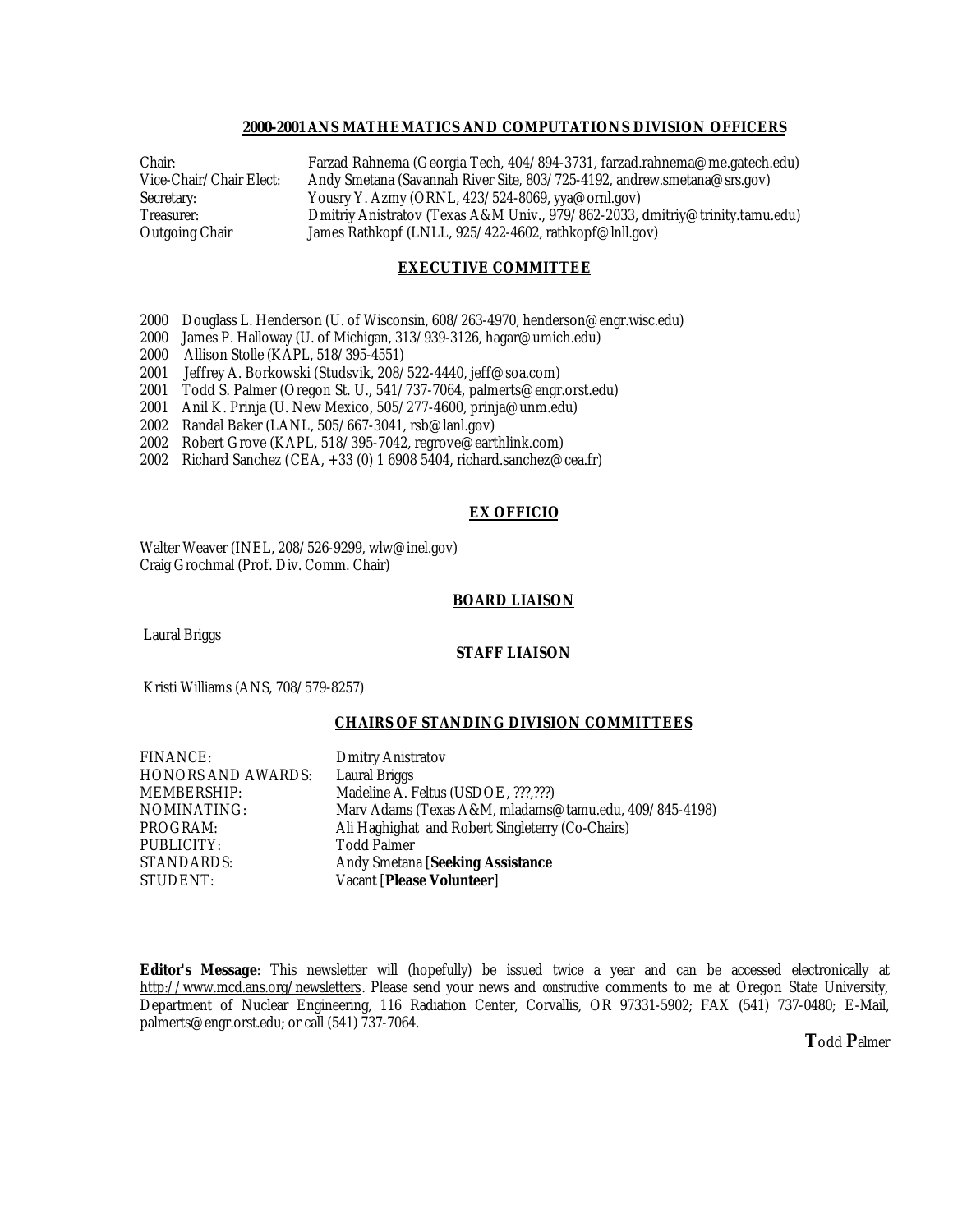## 2000-2001 ANS MATHEMATICS AND COMPUTATIONS DIVISION OFFICERS

| | |
|---|---|
| Chair: | Farzad Rahnema (Georgia Tech, 404/894-3731, farzad.rahnema@me.gatech.edu) |
| Vice-Chair/Chair Elect: | Andy Smetana (Savannah River Site, 803/725-4192, andrew.smetana@srs.gov) |
| Secretary: | Yousry Y. Azmy (ORNL, 423/524-8069, yya@ornl.gov) |
| Treasurer: | Dmitriy Anistratov (Texas A&M Univ., 979/862-2033, dmitriy@trinity.tamu.edu) |
| Outgoing Chair | James Rathkopf (LNLL, 925/422-4602, rathkopf@lnll.gov) |

## EXECUTIVE COMMITTEE

2000 Douglass L. Henderson (U. of Wisconsin, 608/263-4970, henderson@engr.wisc.edu)
2000 James P. Halloway (U. of Michigan, 313/939-3126, hagar@umich.edu)
2000 Allison Stolle (KAPL, 518/395-4551)
2001 Jeffrey A. Borkowski (Studsvik, 208/522-4440, jeff@soa.com)
2001 Todd S. Palmer (Oregon St. U., 541/737-7064, palmerts@engr.orst.edu)
2001 Anil K. Prinja (U. New Mexico, 505/277-4600, prinja@unm.edu)
2002 Randal Baker (LANL, 505/667-3041, rsb@lanl.gov)
2002 Robert Grove (KAPL, 518/395-7042, regrove@earthlink.com)
2002 Richard Sanchez (CEA, +33 (0) 1 6908 5404, richard.sanchez@cea.fr)

## EX OFFICIO

Walter Weaver (INEL, 208/526-9299, wlw@inel.gov)
Craig Grochmal (Prof. Div. Comm. Chair)

## BOARD LIAISON

Laural Briggs

## STAFF LIAISON

Kristi Williams (ANS, 708/579-8257)

## CHAIRS OF STANDING DIVISION COMMITTEES

| | |
|---|---|
| FINANCE: | Dmitry Anistratov |
| HONORS AND AWARDS: | Laural Briggs |
| MEMBERSHIP: | Madeline A. Feltus (USDOE, ???,???) |
| NOMINATING: | Marv Adams (Texas A&M, mladams@tamu.edu, 409/845-4198) |
| PROGRAM: | Ali Haghighat and Robert Singleterry (Co-Chairs) |
| PUBLICITY: | Todd Palmer |
| STANDARDS: | Andy Smetana [**Seeking Assistance** |
| STUDENT: | Vacant [**Please Volunteer**] |

**Editor's Message**: This newsletter will (hopefully) be issued twice a year and can be accessed electronically at http://www.mcd.ans.org/newsletters. Please send your news and *constructive* comments to me at Oregon State University, Department of Nuclear Engineering, 116 Radiation Center, Corvallis, OR 97331-5902; FAX (541) 737-0480; E-Mail, palmerts@engr.orst.edu; or call (541) 737-7064.

**T**odd **P**almer